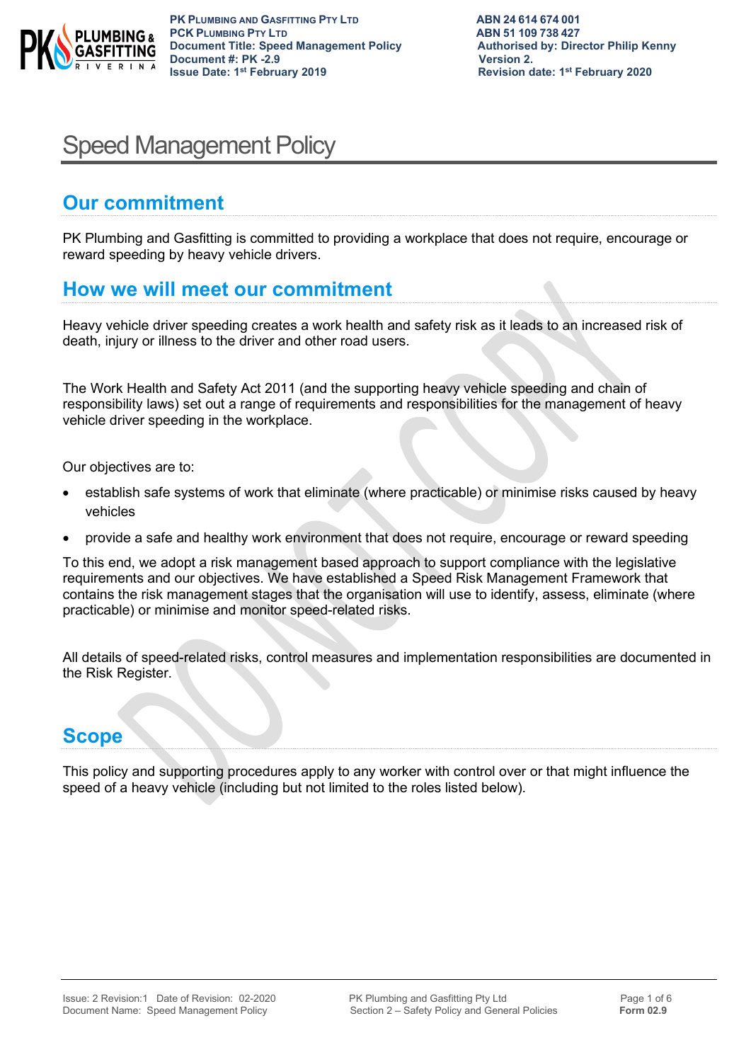# Speed Management Policy

## Our commitment

PK Plumbing and Gasfitting is committed to providing a workplace that does not require, encourage or reward speeding by heavy vehicle drivers.

## How we will meet our commitment

Heavy vehicle driver speeding creates a work health and safety risk as it leads to an increased risk of death, injury or illness to the driver and other road users.

The Work Health and Safety Act 2011 (and the supporting heavy vehicle speeding and chain of responsibility laws) set out a range of requirements and responsibilities for the management of heavy vehicle driver speeding in the workplace.

Our objectives are to:

- establish safe systems of work that eliminate (where practicable) or minimise risks caused by heavy vehicles
- provide a safe and healthy work environment that does not require, encourage or reward speeding

To this end, we adopt a risk management based approach to support compliance with the legislative requirements and our objectives. We have established a Speed Risk Management Framework that contains the risk management stages that the organisation will use to identify, assess, eliminate (where practicable) or minimise and monitor speed-related risks.

All details of speed-related risks, control measures and implementation responsibilities are documented in the Risk Register.

## Scope

This policy and supporting procedures apply to any worker with control over or that might influence the speed of a heavy vehicle (including but not limited to the roles listed below).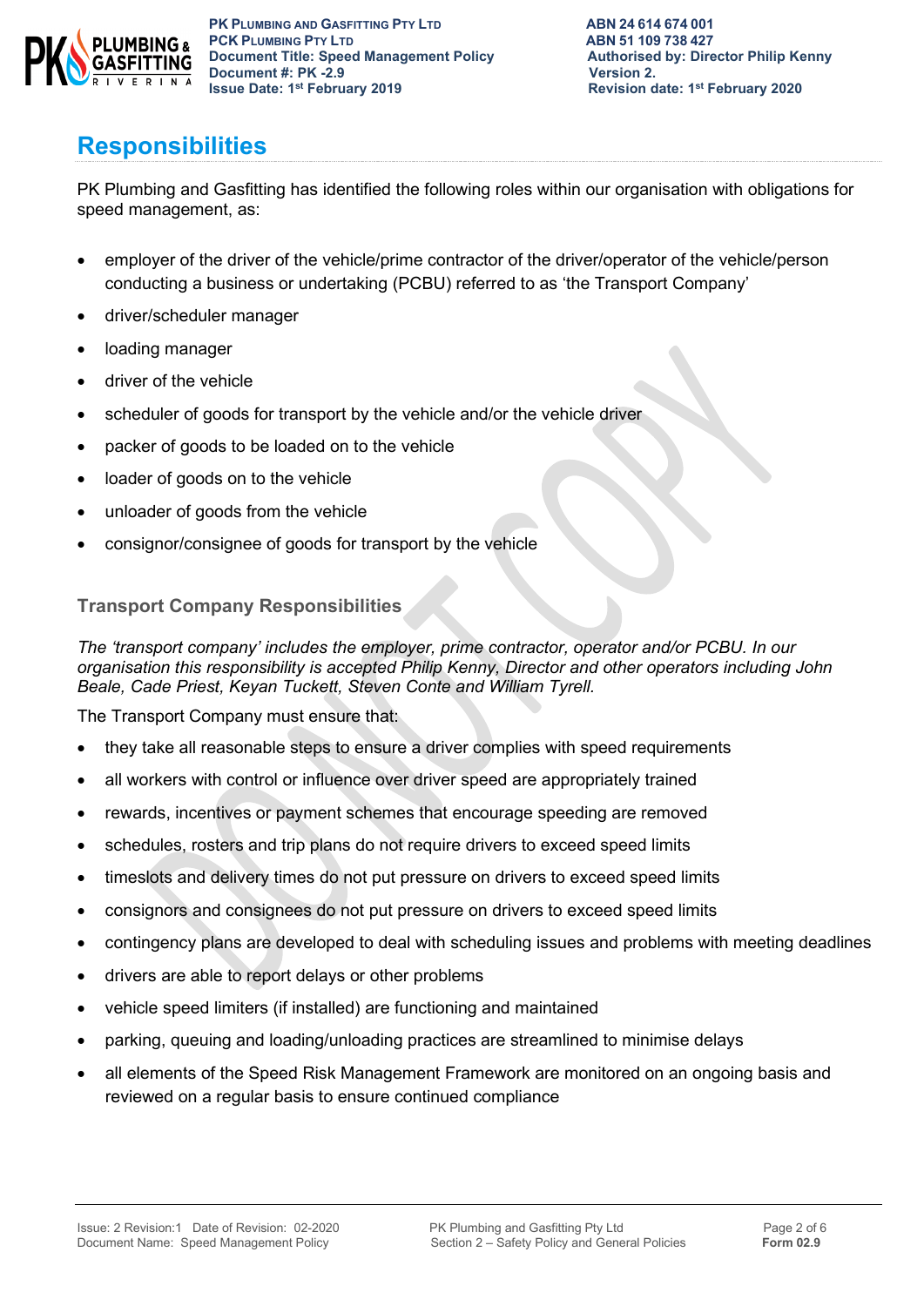# Responsibilities

PK Plumbing and Gasfitting has identified the following roles within our organisation with obligations for speed management, as:

- employer of the driver of the vehicle/prime contractor of the driver/operator of the vehicle/person conducting a business or undertaking (PCBU) referred to as 'the Transport Company'
- driver/scheduler manager
- loading manager
- driver of the vehicle
- scheduler of goods for transport by the vehicle and/or the vehicle driver
- packer of goods to be loaded on to the vehicle
- loader of goods on to the vehicle
- unloader of goods from the vehicle
- consignor/consignee of goods for transport by the vehicle

### Transport Company Responsibilities

*The 'transport company' includes the employer, prime contractor, operator and/or PCBU. In our organisation this responsibility is accepted Philip Kenny, Director and other operators including John Beale, Cade Priest, Keyan Tuckett, Steven Conte and William Tyrell.*

The Transport Company must ensure that:

- they take all reasonable steps to ensure a driver complies with speed requirements
- all workers with control or influence over driver speed are appropriately trained
- rewards, incentives or payment schemes that encourage speeding are removed
- schedules, rosters and trip plans do not require drivers to exceed speed limits
- timeslots and delivery times do not put pressure on drivers to exceed speed limits
- consignors and consignees do not put pressure on drivers to exceed speed limits
- contingency plans are developed to deal with scheduling issues and problems with meeting deadlines
- drivers are able to report delays or other problems
- vehicle speed limiters (if installed) are functioning and maintained
- parking, queuing and loading/unloading practices are streamlined to minimise delays
- all elements of the Speed Risk Management Framework are monitored on an ongoing basis and reviewed on a regular basis to ensure continued compliance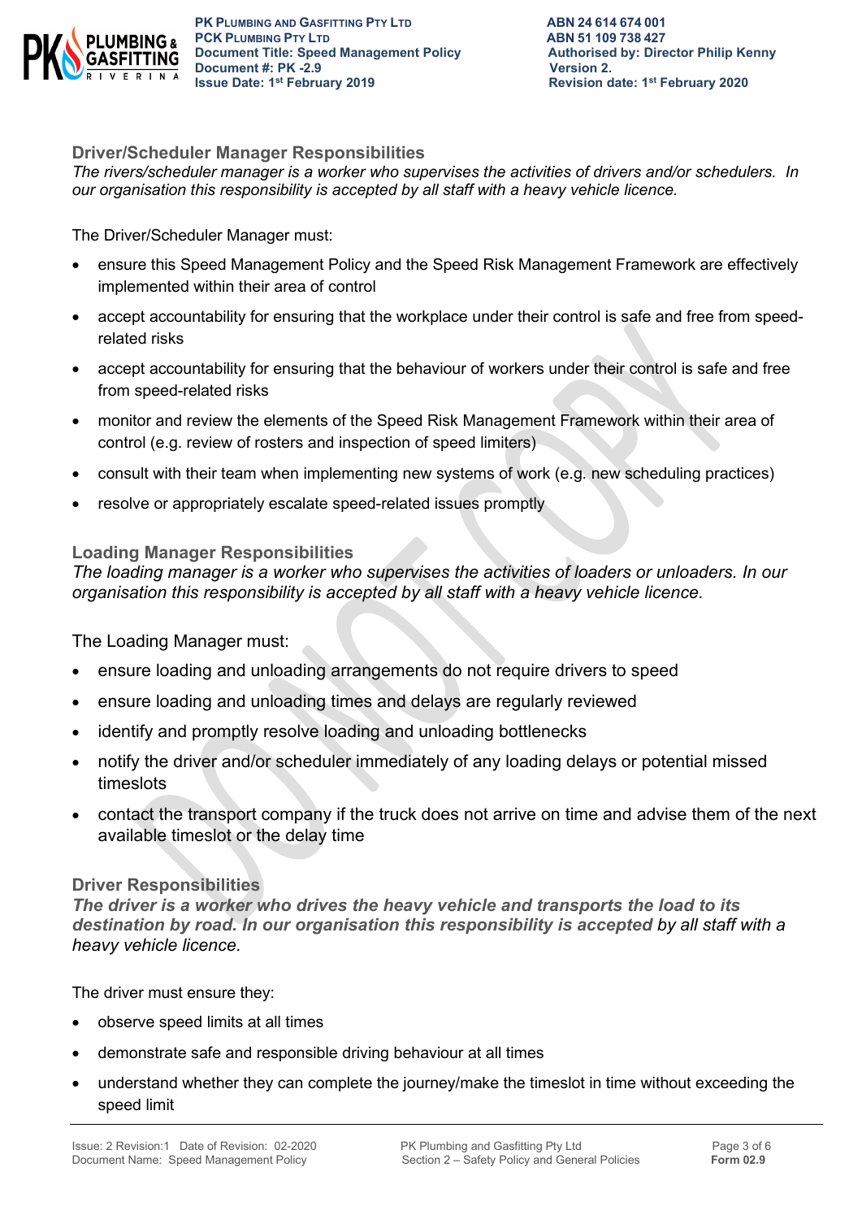### Driver/Scheduler Manager Responsibilities

*The rivers/scheduler manager is a worker who supervises the activities of drivers and/or schedulers. In our organisation this responsibility is accepted by all staff with a heavy vehicle licence.*

The Driver/Scheduler Manager must:

- ensure this Speed Management Policy and the Speed Risk Management Framework are effectively implemented within their area of control
- accept accountability for ensuring that the workplace under their control is safe and free from speed-related risks
- accept accountability for ensuring that the behaviour of workers under their control is safe and free from speed-related risks
- monitor and review the elements of the Speed Risk Management Framework within their area of control (e.g. review of rosters and inspection of speed limiters)
- consult with their team when implementing new systems of work (e.g. new scheduling practices)
- resolve or appropriately escalate speed-related issues promptly

### Loading Manager Responsibilities

*The loading manager is a worker who supervises the activities of loaders or unloaders. In our organisation this responsibility is accepted by all staff with a heavy vehicle licence.*

The Loading Manager must:

- ensure loading and unloading arrangements do not require drivers to speed
- ensure loading and unloading times and delays are regularly reviewed
- identify and promptly resolve loading and unloading bottlenecks
- notify the driver and/or scheduler immediately of any loading delays or potential missed timeslots
- contact the transport company if the truck does not arrive on time and advise them of the next available timeslot or the delay time

### Driver Responsibilities

***The driver is a worker who drives the heavy vehicle and transports the load to its destination by road. In our organisation this responsibility is accepted** by all staff with a heavy vehicle licence.*

The driver must ensure they:

- observe speed limits at all times
- demonstrate safe and responsible driving behaviour at all times
- understand whether they can complete the journey/make the timeslot in time without exceeding the speed limit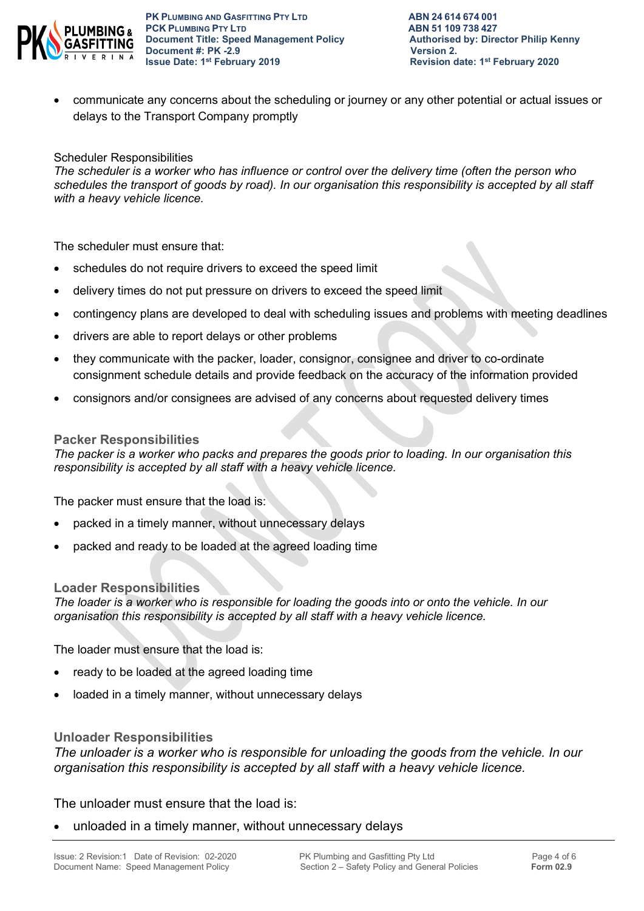- communicate any concerns about the scheduling or journey or any other potential or actual issues or delays to the Transport Company promptly

Scheduler Responsibilities

*The scheduler is a worker who has influence or control over the delivery time (often the person who schedules the transport of goods by road). In our organisation this responsibility is accepted by all staff with a heavy vehicle licence.*

The scheduler must ensure that:

- schedules do not require drivers to exceed the speed limit
- delivery times do not put pressure on drivers to exceed the speed limit
- contingency plans are developed to deal with scheduling issues and problems with meeting deadlines
- drivers are able to report delays or other problems
- they communicate with the packer, loader, consignor, consignee and driver to co-ordinate consignment schedule details and provide feedback on the accuracy of the information provided
- consignors and/or consignees are advised of any concerns about requested delivery times

### Packer Responsibilities

*The packer is a worker who packs and prepares the goods prior to loading. In our organisation this responsibility is accepted by all staff with a heavy vehicle licence.*

The packer must ensure that the load is:

- packed in a timely manner, without unnecessary delays
- packed and ready to be loaded at the agreed loading time

### Loader Responsibilities

*The loader is a worker who is responsible for loading the goods into or onto the vehicle. In our organisation this responsibility is accepted by all staff with a heavy vehicle licence.*

The loader must ensure that the load is:

- ready to be loaded at the agreed loading time
- loaded in a timely manner, without unnecessary delays

### Unloader Responsibilities

*The unloader is a worker who is responsible for unloading the goods from the vehicle. In our organisation this responsibility is accepted by all staff with a heavy vehicle licence.*

The unloader must ensure that the load is:

- unloaded in a timely manner, without unnecessary delays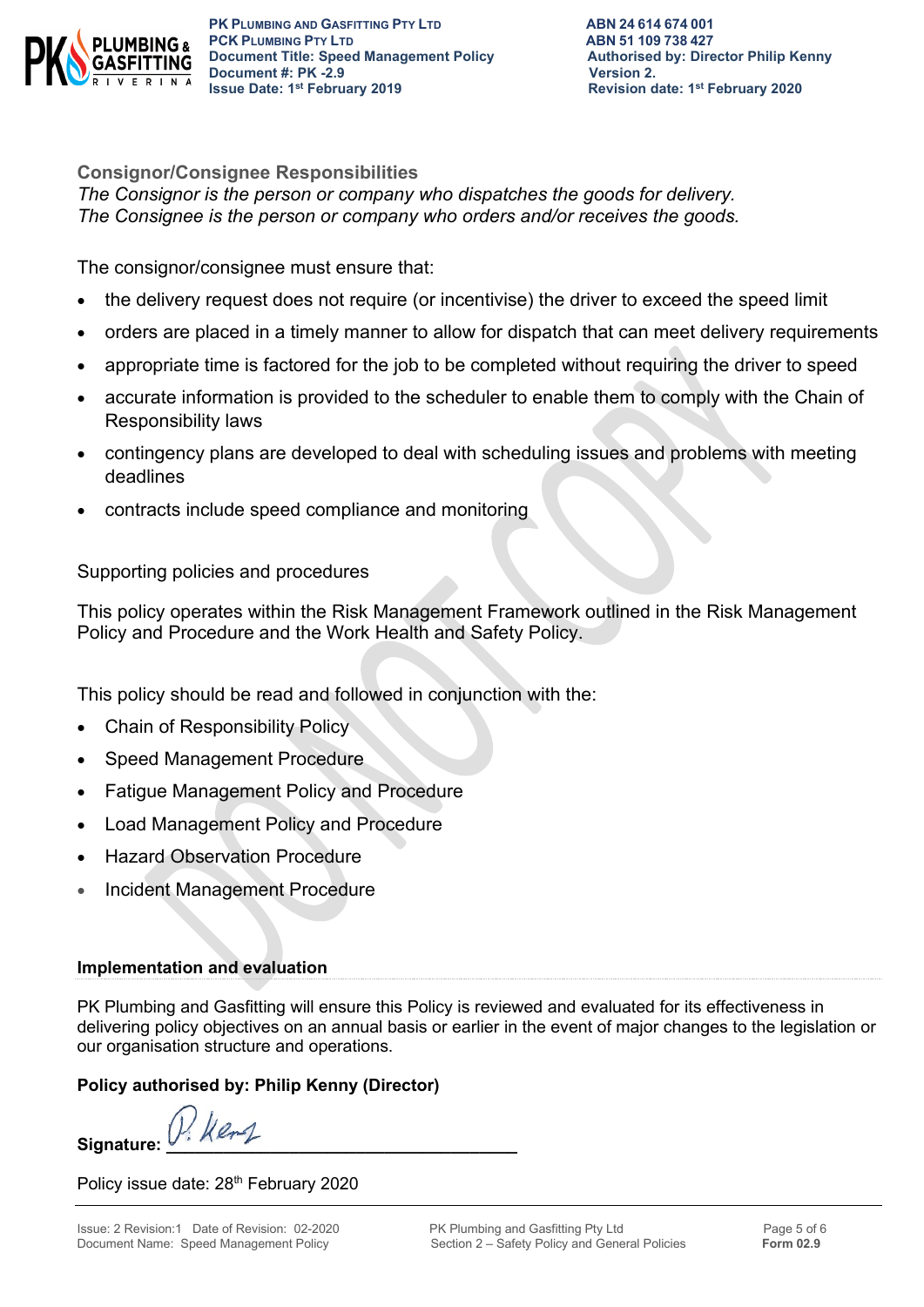## Consignor/Consignee Responsibilities

*The Consignor is the person or company who dispatches the goods for delivery.*
*The Consignee is the person or company who orders and/or receives the goods.*

The consignor/consignee must ensure that:

- the delivery request does not require (or incentivise) the driver to exceed the speed limit
- orders are placed in a timely manner to allow for dispatch that can meet delivery requirements
- appropriate time is factored for the job to be completed without requiring the driver to speed
- accurate information is provided to the scheduler to enable them to comply with the Chain of Responsibility laws
- contingency plans are developed to deal with scheduling issues and problems with meeting deadlines
- contracts include speed compliance and monitoring

Supporting policies and procedures

This policy operates within the Risk Management Framework outlined in the Risk Management Policy and Procedure and the Work Health and Safety Policy.

This policy should be read and followed in conjunction with the:

- Chain of Responsibility Policy
- Speed Management Procedure
- Fatigue Management Policy and Procedure
- Load Management Policy and Procedure
- Hazard Observation Procedure
- Incident Management Procedure

### Implementation and evaluation

PK Plumbing and Gasfitting will ensure this Policy is reviewed and evaluated for its effectiveness in delivering policy objectives on an annual basis or earlier in the event of major changes to the legislation or our organisation structure and operations.

**Policy authorised by: Philip Kenny (Director)**

**Signature:** P. Kenny ________________________________

Policy issue date: 28th February 2020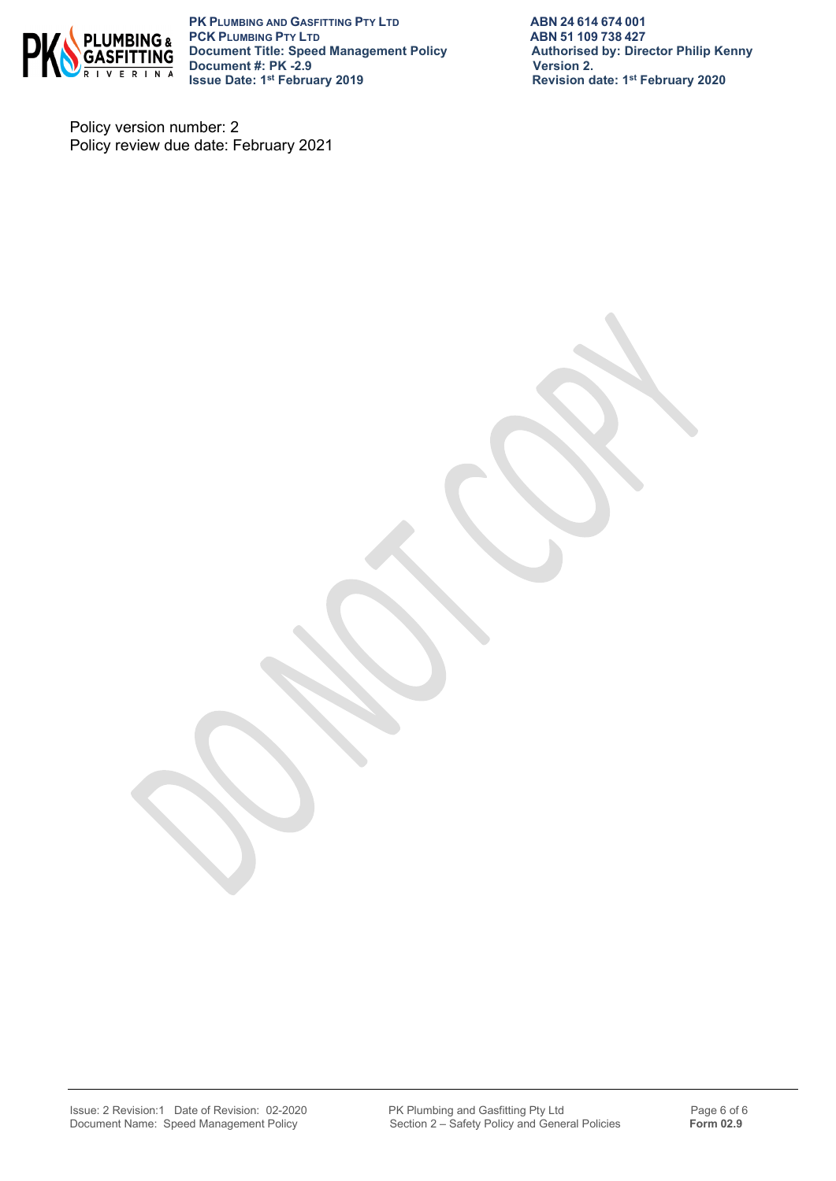Policy version number: 2
Policy review due date: February 2021